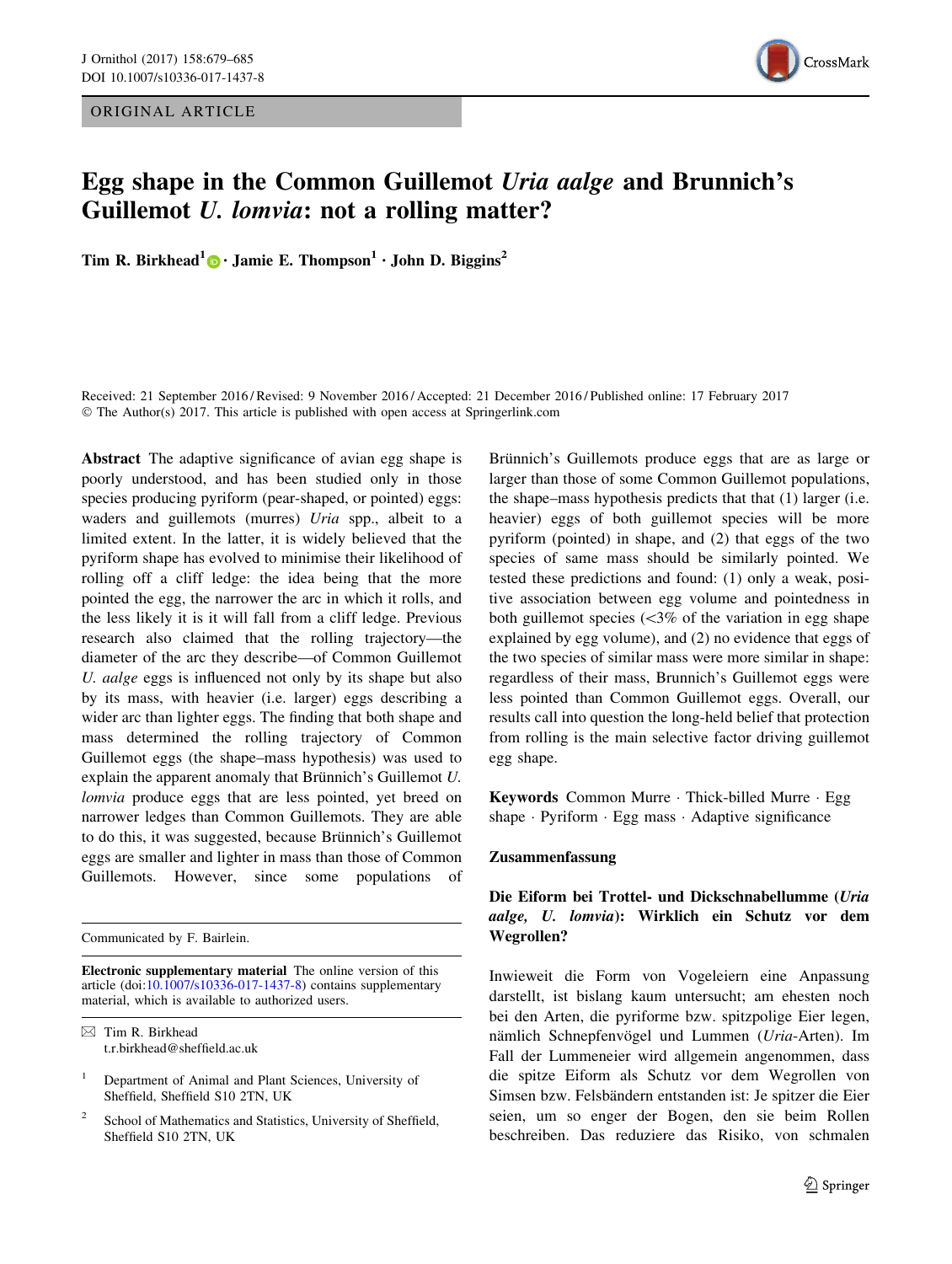ORIGINAL ARTICLE

# Egg shape in the Common Guillemot *Uria aalge* and Brunnich's Guillemot *U. lomvia*: not a rolling matter?

**Tim R. Birkhead**[1] · **Jamie E. Thompson**[1] · **John D. Biggins**[2]

Received: 21 September 2016 / Revised: 9 November 2016 / Accepted: 21 December 2016 / Published online: 17 February 2017
© The Author(s) 2017. This article is published with open access at Springerlink.com

**Abstract** The adaptive significance of avian egg shape is poorly understood, and has been studied only in those species producing pyriform (pear-shaped, or pointed) eggs: waders and guillemots (murres) *Uria* spp., albeit to a limited extent. In the latter, it is widely believed that the pyriform shape has evolved to minimise their likelihood of rolling off a cliff ledge: the idea being that the more pointed the egg, the narrower the arc in which it rolls, and the less likely it is it will fall from a cliff ledge. Previous research also claimed that the rolling trajectory—the diameter of the arc they describe—of Common Guillemot *U. aalge* eggs is influenced not only by its shape but also by its mass, with heavier (i.e. larger) eggs describing a wider arc than lighter eggs. The finding that both shape and mass determined the rolling trajectory of Common Guillemot eggs (the shape–mass hypothesis) was used to explain the apparent anomaly that Brünnich's Guillemot *U. lomvia* produce eggs that are less pointed, yet breed on narrower ledges than Common Guillemots. They are able to do this, it was suggested, because Brünnich's Guillemot eggs are smaller and lighter in mass than those of Common Guillemots. However, since some populations of Brünnich's Guillemots produce eggs that are as large or larger than those of some Common Guillemot populations, the shape–mass hypothesis predicts that that (1) larger (i.e. heavier) eggs of both guillemot species will be more pyriform (pointed) in shape, and (2) that eggs of the two species of same mass should be similarly pointed. We tested these predictions and found: (1) only a weak, positive association between egg volume and pointedness in both guillemot species (<3% of the variation in egg shape explained by egg volume), and (2) no evidence that eggs of the two species of similar mass were more similar in shape: regardless of their mass, Brunnich's Guillemot eggs were less pointed than Common Guillemot eggs. Overall, our results call into question the long-held belief that protection from rolling is the main selective factor driving guillemot egg shape.

**Keywords** Common Murre · Thick-billed Murre · Egg shape · Pyriform · Egg mass · Adaptive significance

## Zusammenfassung

### Die Eiform bei Trottel- und Dickschnabellumme (*Uria aalge, U. lomvia*): Wirklich ein Schutz vor dem Wegrollen?

Inwieweit die Form von Vogeleiern eine Anpassung darstellt, ist bislang kaum untersucht; am ehesten noch bei den Arten, die pyriforme bzw. spitzpolige Eier legen, nämlich Schnepfenvögel und Lummen (*Uria*-Arten). Im Fall der Lummeneier wird allgemein angenommen, dass die spitze Eiform als Schutz vor dem Wegrollen von Simsen bzw. Felsbändern entstanden ist: Je spitzer die Eier seien, um so enger der Bogen, den sie beim Rollen beschrieben. Das reduziere das Risiko, von schmalen

---

Communicated by F. Bairlein.

**Electronic supplementary material** The online version of this article (doi:10.1007/s10336-017-1437-8) contains supplementary material, which is available to authorized users.

✉ Tim R. Birkhead
t.r.birkhead@sheffield.ac.uk

[1] Department of Animal and Plant Sciences, University of Sheffield, Sheffield S10 2TN, UK

[2] School of Mathematics and Statistics, University of Sheffield, Sheffield S10 2TN, UK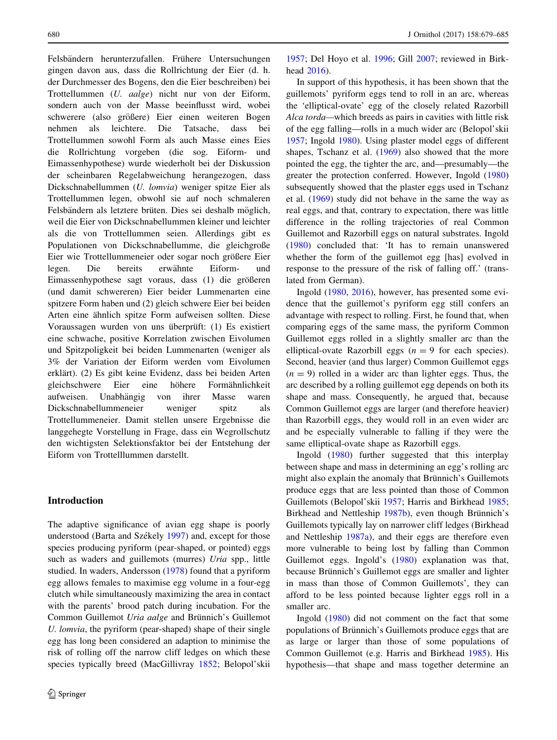Felsbändern herunterzufallen. Frühere Untersuchungen gingen davon aus, dass die Rollrichtung der Eier (d. h. der Durchmesser des Bogens, den die Eier beschreiben) bei Trottellummen (*U. aalge*) nicht nur von der Eiform, sondern auch von der Masse beeinflusst wird, wobei schwerere (also größere) Eier einen weiteren Bogen nehmen als leichtere. Die Tatsache, dass bei Trottellummen sowohl Form als auch Masse eines Eies die Rollrichtung vorgeben (die sog. Eiform- und Eimassenhypothese) wurde wiederholt bei der Diskussion der scheinbaren Regelabweichung herangezogen, dass Dickschnabellummen (*U. lomvia*) weniger spitze Eier als Trottellummen legen, obwohl sie auf noch schmaleren Felsbändern als letztere brüten. Dies sei deshalb möglich, weil die Eier von Dickschnabellummen kleiner und leichter als die von Trottellummen seien. Allerdings gibt es Populationen von Dickschnabellumme, die gleichgroße Eier wie Trottellummeneier oder sogar noch größere Eier legen. Die bereits erwähnte Eiform- und Eimassenhypothese sagt voraus, dass (1) die größeren (und damit schwereren) Eier beider Lummenarten eine spitzere Form haben und (2) gleich schwere Eier bei beiden Arten eine ähnlich spitze Form aufweisen sollten. Diese Voraussagen wurden von uns überprüft: (1) Es existiert eine schwache, positive Korrelation zwischen Eivolumen und Spitzpoligkeit bei beiden Lummenarten (weniger als 3% der Variation der Eiform werden vom Eivolumen erklärt). (2) Es gibt keine Evidenz, dass bei beiden Arten gleichschwere Eier eine höhere Formähnlichkeit aufweisen. Unabhängig von ihrer Masse waren Dickschnabellummeneier weniger spitz als Trottellummeneier. Damit stellen unsere Ergebnisse die langgehegte Vorstellung in Frage, dass ein Wegrollschutz den wichtigsten Selektionsfaktor bei der Entstehung der Eiform von Trottelllummen darstellt.

## Introduction

The adaptive significance of avian egg shape is poorly understood (Barta and Székely 1997) and, except for those species producing pyriform (pear-shaped, or pointed) eggs such as waders and guillemots (murres) *Uria* spp., little studied. In waders, Andersson (1978) found that a pyriform egg allows females to maximise egg volume in a four-egg clutch while simultaneously maximizing the area in contact with the parents' brood patch during incubation. For the Common Guillemot *Uria aalge* and Brünnich's Guillemot *U. lomvia*, the pyriform (pear-shaped) shape of their single egg has long been considered an adaption to minimise the risk of rolling off the narrow cliff ledges on which these species typically breed (MacGillivray 1852; Belopol'skii 1957; Del Hoyo et al. 1996; Gill 2007; reviewed in Birkhead 2016).

In support of this hypothesis, it has been shown that the guillemots' pyriform eggs tend to roll in an arc, whereas the 'elliptical-ovate' egg of the closely related Razorbill *Alca torda*—which breeds as pairs in cavities with little risk of the egg falling—rolls in a much wider arc (Belopol'skii 1957; Ingold 1980). Using plaster model eggs of different shapes, Tschanz et al. (1969) also showed that the more pointed the egg, the tighter the arc, and—presumably—the greater the protection conferred. However, Ingold (1980) subsequently showed that the plaster eggs used in Tschanz et al. (1969) study did not behave in the same the way as real eggs, and that, contrary to expectation, there was little difference in the rolling trajectories of real Common Guillemot and Razorbill eggs on natural substrates. Ingold (1980) concluded that: 'It has to remain unanswered whether the form of the guillemot egg [has] evolved in response to the pressure of the risk of falling off.' (translated from German).

Ingold (1980, 2016), however, has presented some evidence that the guillemot's pyriform egg still confers an advantage with respect to rolling. First, he found that, when comparing eggs of the same mass, the pyriform Common Guillemot eggs rolled in a slightly smaller arc than the elliptical-ovate Razorbill eggs ($n = 9$ for each species). Second, heavier (and thus larger) Common Guillemot eggs ($n = 9$) rolled in a wider arc than lighter eggs. Thus, the arc described by a rolling guillemot egg depends on both its shape and mass. Consequently, he argued that, because Common Guillemot eggs are larger (and therefore heavier) than Razorbill eggs, they would roll in an even wider arc and be especially vulnerable to falling if they were the same elliptical-ovate shape as Razorbill eggs.

Ingold (1980) further suggested that this interplay between shape and mass in determining an egg's rolling arc might also explain the anomaly that Brünnich's Guillemots produce eggs that are less pointed than those of Common Guillemots (Belopol'skii 1957; Harris and Birkhead 1985; Birkhead and Nettleship 1987b), even though Brünnich's Guillemots typically lay on narrower cliff ledges (Birkhead and Nettleship 1987a), and their eggs are therefore even more vulnerable to being lost by falling than Common Guillemot eggs. Ingold's (1980) explanation was that, because Brünnich's Guillemot eggs are smaller and lighter in mass than those of Common Guillemots', they can afford to be less pointed because lighter eggs roll in a smaller arc.

Ingold (1980) did not comment on the fact that some populations of Brünnich's Guillemots produce eggs that are as large or larger than those of some populations of Common Guillemot (e.g. Harris and Birkhead 1985). His hypothesis—that shape and mass together determine an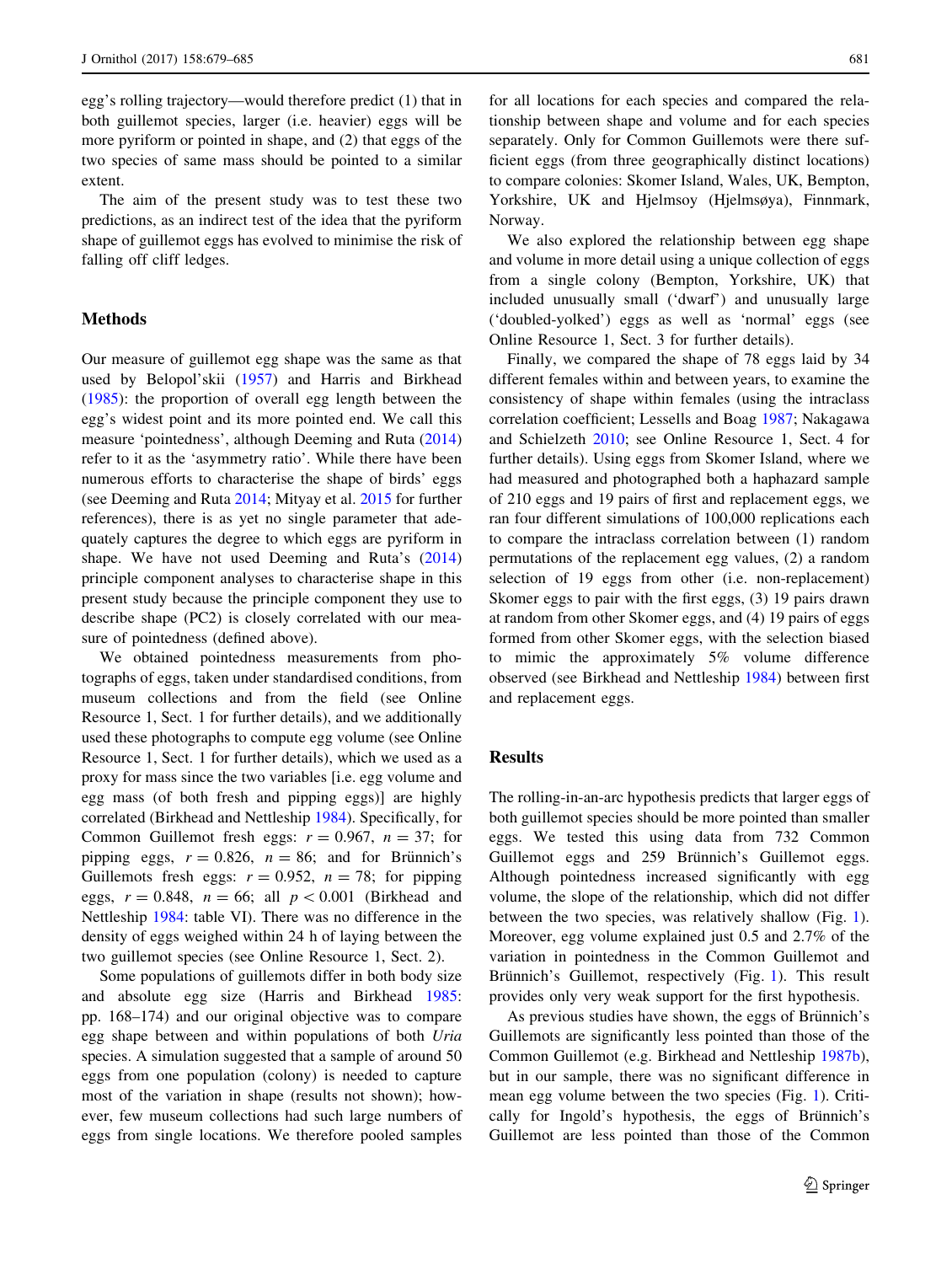egg's rolling trajectory—would therefore predict (1) that in both guillemot species, larger (i.e. heavier) eggs will be more pyriform or pointed in shape, and (2) that eggs of the two species of same mass should be pointed to a similar extent.

The aim of the present study was to test these two predictions, as an indirect test of the idea that the pyriform shape of guillemot eggs has evolved to minimise the risk of falling off cliff ledges.

## Methods

Our measure of guillemot egg shape was the same as that used by Belopol'skii (1957) and Harris and Birkhead (1985): the proportion of overall egg length between the egg's widest point and its more pointed end. We call this measure 'pointedness', although Deeming and Ruta (2014) refer to it as the 'asymmetry ratio'. While there have been numerous efforts to characterise the shape of birds' eggs (see Deeming and Ruta 2014; Mityay et al. 2015 for further references), there is as yet no single parameter that adequately captures the degree to which eggs are pyriform in shape. We have not used Deeming and Ruta's (2014) principle component analyses to characterise shape in this present study because the principle component they use to describe shape (PC2) is closely correlated with our measure of pointedness (defined above).

We obtained pointedness measurements from photographs of eggs, taken under standardised conditions, from museum collections and from the field (see Online Resource 1, Sect. 1 for further details), and we additionally used these photographs to compute egg volume (see Online Resource 1, Sect. 1 for further details), which we used as a proxy for mass since the two variables [i.e. egg volume and egg mass (of both fresh and pipping eggs)] are highly correlated (Birkhead and Nettleship 1984). Specifically, for Common Guillemot fresh eggs: $r = 0.967$, $n = 37$; for pipping eggs, $r = 0.826$, $n = 86$; and for Brünnich's Guillemots fresh eggs: $r = 0.952$, $n = 78$; for pipping eggs, $r = 0.848$, $n = 66$; all $p < 0.001$ (Birkhead and Nettleship 1984: table VI). There was no difference in the density of eggs weighed within 24 h of laying between the two guillemot species (see Online Resource 1, Sect. 2).

Some populations of guillemots differ in both body size and absolute egg size (Harris and Birkhead 1985: pp. 168–174) and our original objective was to compare egg shape between and within populations of both *Uria* species. A simulation suggested that a sample of around 50 eggs from one population (colony) is needed to capture most of the variation in shape (results not shown); however, few museum collections had such large numbers of eggs from single locations. We therefore pooled samples for all locations for each species and compared the relationship between shape and volume and for each species separately. Only for Common Guillemots were there sufficient eggs (from three geographically distinct locations) to compare colonies: Skomer Island, Wales, UK, Bempton, Yorkshire, UK and Hjelmsoy (Hjelmsøya), Finnmark, Norway.

We also explored the relationship between egg shape and volume in more detail using a unique collection of eggs from a single colony (Bempton, Yorkshire, UK) that included unusually small ('dwarf') and unusually large ('doubled-yolked') eggs as well as 'normal' eggs (see Online Resource 1, Sect. 3 for further details).

Finally, we compared the shape of 78 eggs laid by 34 different females within and between years, to examine the consistency of shape within females (using the intraclass correlation coefficient; Lessells and Boag 1987; Nakagawa and Schielzeth 2010; see Online Resource 1, Sect. 4 for further details). Using eggs from Skomer Island, where we had measured and photographed both a haphazard sample of 210 eggs and 19 pairs of first and replacement eggs, we ran four different simulations of 100,000 replications each to compare the intraclass correlation between (1) random permutations of the replacement egg values, (2) a random selection of 19 eggs from other (i.e. non-replacement) Skomer eggs to pair with the first eggs, (3) 19 pairs drawn at random from other Skomer eggs, and (4) 19 pairs of eggs formed from other Skomer eggs, with the selection biased to mimic the approximately 5% volume difference observed (see Birkhead and Nettleship 1984) between first and replacement eggs.

## Results

The rolling-in-an-arc hypothesis predicts that larger eggs of both guillemot species should be more pointed than smaller eggs. We tested this using data from 732 Common Guillemot eggs and 259 Brünnich's Guillemot eggs. Although pointedness increased significantly with egg volume, the slope of the relationship, which did not differ between the two species, was relatively shallow (Fig. 1). Moreover, egg volume explained just 0.5 and 2.7% of the variation in pointedness in the Common Guillemot and Brünnich's Guillemot, respectively (Fig. 1). This result provides only very weak support for the first hypothesis.

As previous studies have shown, the eggs of Brünnich's Guillemots are significantly less pointed than those of the Common Guillemot (e.g. Birkhead and Nettleship 1987b), but in our sample, there was no significant difference in mean egg volume between the two species (Fig. 1). Critically for Ingold's hypothesis, the eggs of Brünnich's Guillemot are less pointed than those of the Common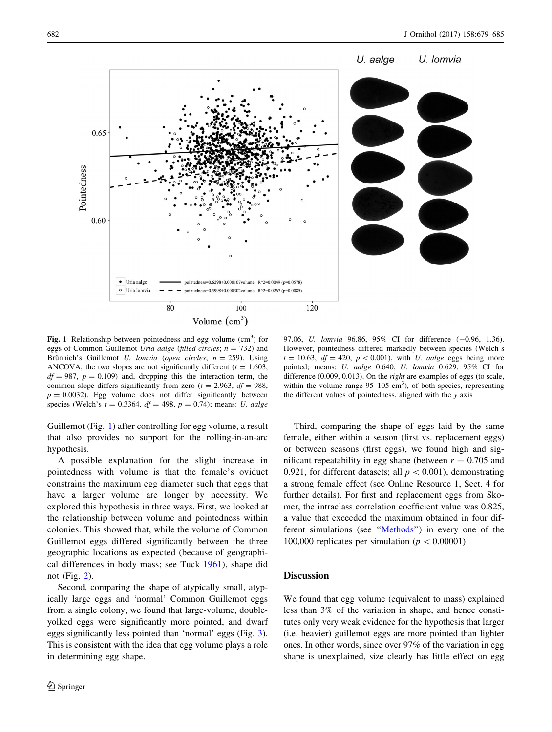**Fig. 1** Relationship between pointedness and egg volume ($cm^3$) for eggs of Common Guillemot *Uria aalge* (*filled circles*; $n = 732$) and Brünnich's Guillemot *U. lomvia* (*open circles*; $n = 259$). Using ANCOVA, the two slopes are not significantly different ($t = 1.603$, $df = 987$, $p = 0.109$) and, dropping this the interaction term, the common slope differs significantly from zero ($t = 2.963$, $df = 988$, $p = 0.0032$). Egg volume does not differ significantly between species (Welch's $t = 0.3364$, $df = 498$, $p = 0.74$); means: *U. aalge* 97.06, *U. lomvia* 96.86, 95% CI for difference (−0.96, 1.36). However, pointedness differed markedly between species (Welch's $t = 10.63$, $df = 420$, $p < 0.001$), with *U. aalge* eggs being more pointed; means: *U. aalge* 0.640, *U. lomvia* 0.629, 95% CI for difference (0.009, 0.013). On the *right* are examples of eggs (to scale, within the volume range 95–105 $cm^3$), of both species, representing the different values of pointedness, aligned with the *y* axis

Guillemot (Fig. 1) after controlling for egg volume, a result that also provides no support for the rolling-in-an-arc hypothesis.

A possible explanation for the slight increase in pointedness with volume is that the female's oviduct constrains the maximum egg diameter such that eggs that have a larger volume are longer by necessity. We explored this hypothesis in three ways. First, we looked at the relationship between volume and pointedness within colonies. This showed that, while the volume of Common Guillemot eggs differed significantly between the three geographic locations as expected (because of geographical differences in body mass; see Tuck 1961), shape did not (Fig. 2).

Second, comparing the shape of atypically small, atypically large eggs and 'normal' Common Guillemot eggs from a single colony, we found that large-volume, double-yolked eggs were significantly more pointed, and dwarf eggs significantly less pointed than 'normal' eggs (Fig. 3). This is consistent with the idea that egg volume plays a role in determining egg shape.

Third, comparing the shape of eggs laid by the same female, either within a season (first vs. replacement eggs) or between seasons (first eggs), we found high and significant repeatability in egg shape (between $r = 0.705$ and $0.921$, for different datasets; all $p < 0.001$), demonstrating a strong female effect (see Online Resource 1, Sect. 4 for further details). For first and replacement eggs from Skomer, the intraclass correlation coefficient value was 0.825, a value that exceeded the maximum obtained in four different simulations (see "Methods") in every one of the 100,000 replicates per simulation ($p < 0.00001$).

## Discussion

We found that egg volume (equivalent to mass) explained less than 3% of the variation in shape, and hence constitutes only very weak evidence for the hypothesis that larger (i.e. heavier) guillemot eggs are more pointed than lighter ones. In other words, since over 97% of the variation in egg shape is unexplained, size clearly has little effect on egg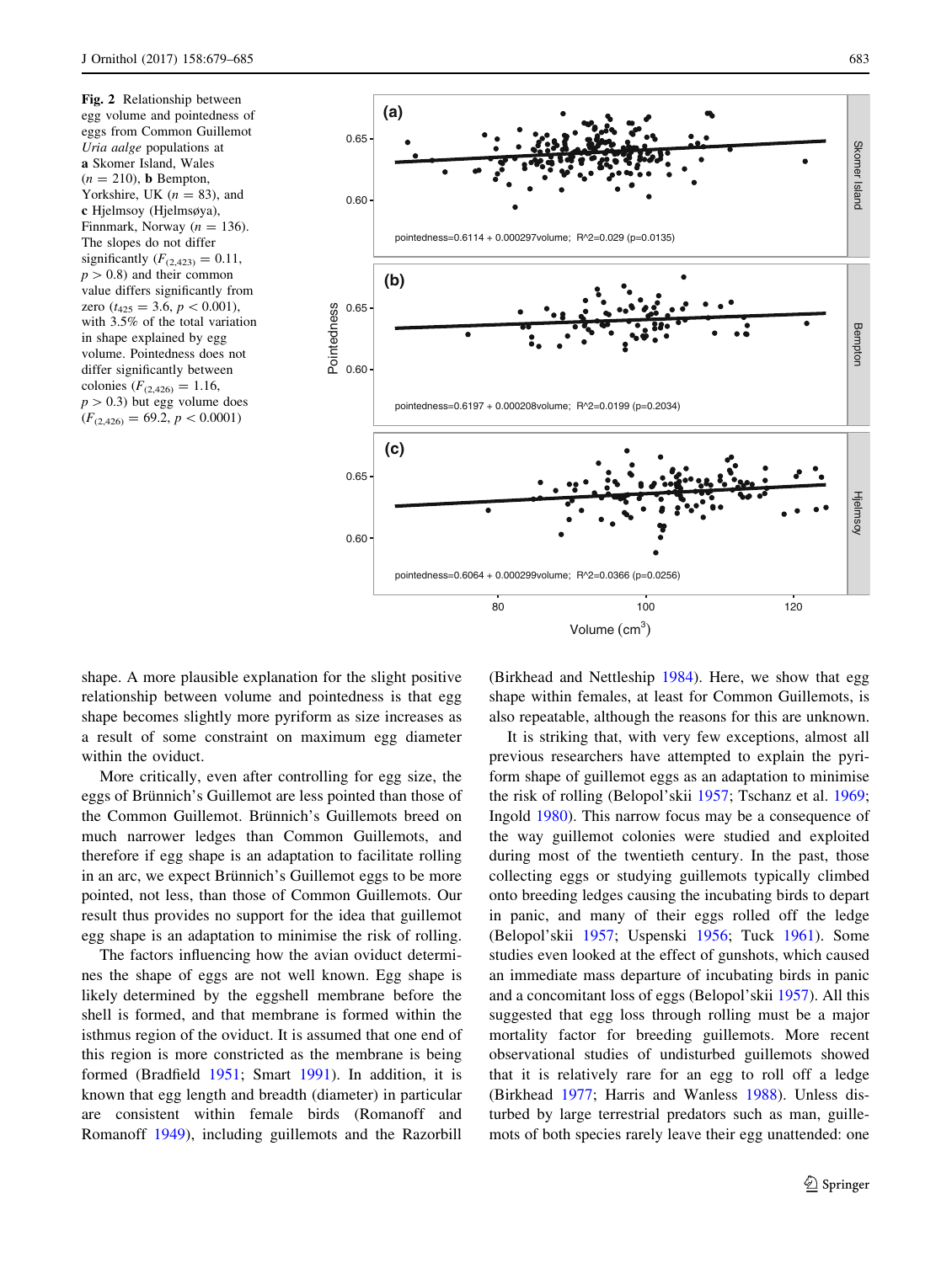**Fig. 2** Relationship between egg volume and pointedness of eggs from Common Guillemot *Uria aalge* populations at **a** Skomer Island, Wales ($n = 210$), **b** Bempton, Yorkshire, UK ($n = 83$), and **c** Hjelmsoy (Hjelmsøya), Finnmark, Norway ($n = 136$). The slopes do not differ significantly ($F_{(2,423)} = 0.11$, $p > 0.8$) and their common value differs significantly from zero ($t_{425} = 3.6$, $p < 0.001$), with 3.5% of the total variation in shape explained by egg volume. Pointedness does not differ significantly between colonies ($F_{(2,426)} = 1.16$, $p > 0.3$) but egg volume does ($F_{(2,426)} = 69.2$, $p < 0.0001$)

shape. A more plausible explanation for the slight positive relationship between volume and pointedness is that egg shape becomes slightly more pyriform as size increases as a result of some constraint on maximum egg diameter within the oviduct.

More critically, even after controlling for egg size, the eggs of Brünnich's Guillemot are less pointed than those of the Common Guillemot. Brünnich's Guillemots breed on much narrower ledges than Common Guillemots, and therefore if egg shape is an adaptation to facilitate rolling in an arc, we expect Brünnich's Guillemot eggs to be more pointed, not less, than those of Common Guillemots. Our result thus provides no support for the idea that guillemot egg shape is an adaptation to minimise the risk of rolling.

The factors influencing how the avian oviduct determines the shape of eggs are not well known. Egg shape is likely determined by the eggshell membrane before the shell is formed, and that membrane is formed within the isthmus region of the oviduct. It is assumed that one end of this region is more constricted as the membrane is being formed (Bradfield 1951; Smart 1991). In addition, it is known that egg length and breadth (diameter) in particular are consistent within female birds (Romanoff and Romanoff 1949), including guillemots and the Razorbill (Birkhead and Nettleship 1984). Here, we show that egg shape within females, at least for Common Guillemots, is also repeatable, although the reasons for this are unknown.

It is striking that, with very few exceptions, almost all previous researchers have attempted to explain the pyriform shape of guillemot eggs as an adaptation to minimise the risk of rolling (Belopol'skii 1957; Tschanz et al. 1969; Ingold 1980). This narrow focus may be a consequence of the way guillemot colonies were studied and exploited during most of the twentieth century. In the past, those collecting eggs or studying guillemots typically climbed onto breeding ledges causing the incubating birds to depart in panic, and many of their eggs rolled off the ledge (Belopol'skii 1957; Uspenski 1956; Tuck 1961). Some studies even looked at the effect of gunshots, which caused an immediate mass departure of incubating birds in panic and a concomitant loss of eggs (Belopol'skii 1957). All this suggested that egg loss through rolling must be a major mortality factor for breeding guillemots. More recent observational studies of undisturbed guillemots showed that it is relatively rare for an egg to roll off a ledge (Birkhead 1977; Harris and Wanless 1988). Unless disturbed by large terrestrial predators such as man, guillemots of both species rarely leave their egg unattended: one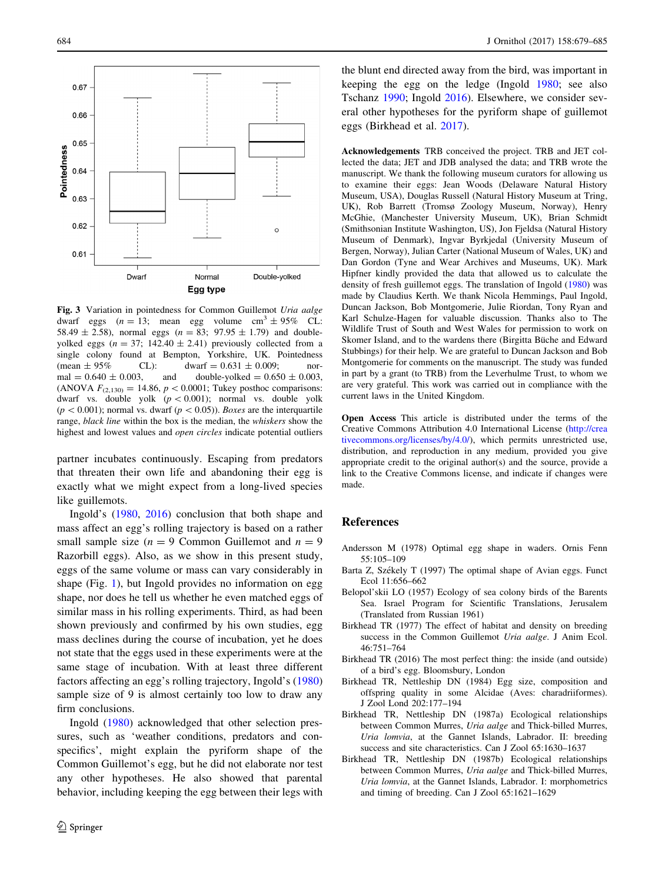Fig. 3 Variation in pointedness for Common Guillemot *Uria aalge* dwarf eggs ($n = 13$; mean egg volume $cm^3 \pm 95\%$ CL: $58.49 \pm 2.58$), normal eggs ($n = 83$; $97.95 \pm 1.79$) and double-yolked eggs ($n = 37$; $142.40 \pm 2.41$) previously collected from a single colony found at Bempton, Yorkshire, UK. Pointedness (mean ± 95% CL): dwarf = $0.631 \pm 0.009$; normal = $0.640 \pm 0.003$, and double-yolked = $0.650 \pm 0.003$, (ANOVA $F_{(2,130)} = 14.86$, $p < 0.0001$; Tukey posthoc comparisons: dwarf vs. double yolk ($p < 0.001$); normal vs. double yolk ($p < 0.001$); normal vs. dwarf ($p < 0.05$)). *Boxes* are the interquartile range, *black line* within the box is the median, the *whiskers* show the highest and lowest values and *open circles* indicate potential outliers

partner incubates continuously. Escaping from predators that threaten their own life and abandoning their egg is exactly what we might expect from a long-lived species like guillemots.

Ingold's (1980, 2016) conclusion that both shape and mass affect an egg's rolling trajectory is based on a rather small sample size ($n = 9$ Common Guillemot and $n = 9$ Razorbill eggs). Also, as we show in this present study, eggs of the same volume or mass can vary considerably in shape (Fig. 1), but Ingold provides no information on egg shape, nor does he tell us whether he even matched eggs of similar mass in his rolling experiments. Third, as had been shown previously and confirmed by his own studies, egg mass declines during the course of incubation, yet he does not state that the eggs used in these experiments were at the same stage of incubation. With at least three different factors affecting an egg's rolling trajectory, Ingold's (1980) sample size of 9 is almost certainly too low to draw any firm conclusions.

Ingold (1980) acknowledged that other selection pressures, such as 'weather conditions, predators and conspecifics', might explain the pyriform shape of the Common Guillemot's egg, but he did not elaborate nor test any other hypotheses. He also showed that parental behavior, including keeping the egg between their legs with the blunt end directed away from the bird, was important in keeping the egg on the ledge (Ingold 1980; see also Tschanz 1990; Ingold 2016). Elsewhere, we consider several other hypotheses for the pyriform shape of guillemot eggs (Birkhead et al. 2017).

**Acknowledgements** TRB conceived the project. TRB and JET collected the data; JET and JDB analysed the data; and TRB wrote the manuscript. We thank the following museum curators for allowing us to examine their eggs: Jean Woods (Delaware Natural History Museum, USA), Douglas Russell (Natural History Museum at Tring, UK), Rob Barrett (Tromsø Zoology Museum, Norway), Henry McGhie, (Manchester University Museum, UK), Brian Schmidt (Smithsonian Institute Washington, US), Jon Fjeldsa (Natural History Museum of Denmark), Ingvar Byrkjedal (University Museum of Bergen, Norway), Julian Carter (National Museum of Wales, UK) and Dan Gordon (Tyne and Wear Archives and Museums, UK). Mark Hipfner kindly provided the data that allowed us to calculate the density of fresh guillemot eggs. The translation of Ingold (1980) was made by Claudius Kerth. We thank Nicola Hemmings, Paul Ingold, Duncan Jackson, Bob Montgomerie, Julie Riordan, Tony Ryan and Karl Schulze-Hagen for valuable discussion. Thanks also to The Wildlife Trust of South and West Wales for permission to work on Skomer Island, and to the wardens there (Birgitta Büche and Edward Stubbings) for their help. We are grateful to Duncan Jackson and Bob Montgomerie for comments on the manuscript. The study was funded in part by a grant (to TRB) from the Leverhulme Trust, to whom we are very grateful. This work was carried out in compliance with the current laws in the United Kingdom.

**Open Access** This article is distributed under the terms of the Creative Commons Attribution 4.0 International License (http://creativecommons.org/licenses/by/4.0/), which permits unrestricted use, distribution, and reproduction in any medium, provided you give appropriate credit to the original author(s) and the source, provide a link to the Creative Commons license, and indicate if changes were made.

## References

Andersson M (1978) Optimal egg shape in waders. Ornis Fenn 55:105–109

Barta Z, Székely T (1997) The optimal shape of Avian eggs. Funct Ecol 11:656–662

Belopol'skii LO (1957) Ecology of sea colony birds of the Barents Sea. Israel Program for Scientific Translations, Jerusalem (Translated from Russian 1961)

Birkhead TR (1977) The effect of habitat and density on breeding success in the Common Guillemot *Uria aalge*. J Anim Ecol. 46:751–764

Birkhead TR (2016) The most perfect thing: the inside (and outside) of a bird's egg. Bloomsbury, London

Birkhead TR, Nettleship DN (1984) Egg size, composition and offspring quality in some Alcidae (Aves: charadriiformes). J Zool Lond 202:177–194

Birkhead TR, Nettleship DN (1987a) Ecological relationships between Common Murres, *Uria aalge* and Thick-billed Murres, *Uria lomvia*, at the Gannet Islands, Labrador. II: breeding success and site characteristics. Can J Zool 65:1630–1637

Birkhead TR, Nettleship DN (1987b) Ecological relationships between Common Murres, *Uria aalge* and Thick-billed Murres, *Uria lomvia*, at the Gannet Islands, Labrador. I: morphometrics and timing of breeding. Can J Zool 65:1621–1629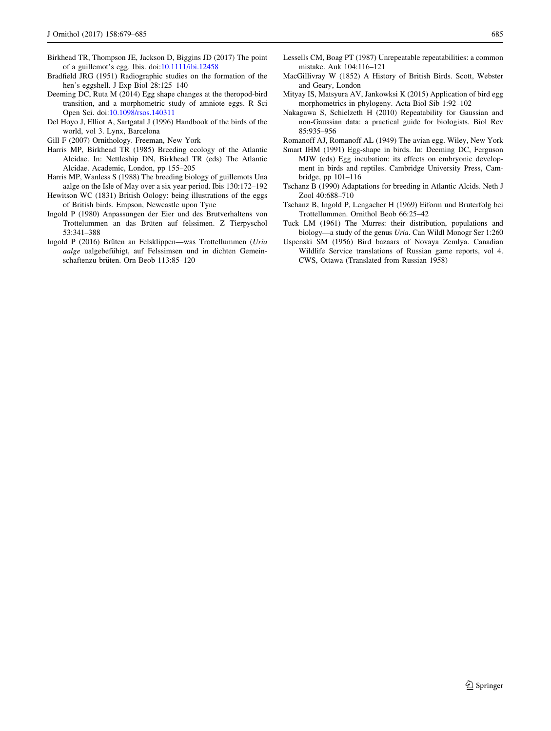Birkhead TR, Thompson JE, Jackson D, Biggins JD (2017) The point of a guillemot's egg. Ibis. doi:10.1111/ibi.12458

Bradfield JRG (1951) Radiographic studies on the formation of the hen's eggshell. J Exp Biol 28:125–140

Deeming DC, Ruta M (2014) Egg shape changes at the theropod-bird transition, and a morphometric study of amniote eggs. R Sci Open Sci. doi:10.1098/rsos.140311

Del Hoyo J, Elliot A, Sartgatal J (1996) Handbook of the birds of the world, vol 3. Lynx, Barcelona

Gill F (2007) Ornithology. Freeman, New York

Harris MP, Birkhead TR (1985) Breeding ecology of the Atlantic Alcidae. In: Nettleship DN, Birkhead TR (eds) The Atlantic Alcidae. Academic, London, pp 155–205

Harris MP, Wanless S (1988) The breeding biology of guillemots Una aalge on the Isle of May over a six year period. Ibis 130:172–192

Hewitson WC (1831) British Oology: being illustrations of the eggs of British birds. Empson, Newcastle upon Tyne

Ingold P (1980) Anpassungen der Eier und des Brutverhaltens von Trottelummen an das Brüten auf felssimen. Z Tierpyschol 53:341–388

Ingold P (2016) Brüten an Felsklippen—was Trottellummen (*Uria aalge* ualgebefühigt, auf Felssimsen und in dichten Gemeinschaftenzu brüten. Orn Beob 113:85–120

Lessells CM, Boag PT (1987) Unrepeatable repeatabilities: a common mistake. Auk 104:116–121

MacGillivray W (1852) A History of British Birds. Scott, Webster and Geary, London

Mityay IS, Matsyura AV, Jankowksi K (2015) Application of bird egg morphometrics in phylogeny. Acta Biol Sib 1:92–102

Nakagawa S, Schielzeth H (2010) Repeatability for Gaussian and non-Gaussian data: a practical guide for biologists. Biol Rev 85:935–956

Romanoff AJ, Romanoff AL (1949) The avian egg. Wiley, New York

Smart IHM (1991) Egg-shape in birds. In: Deeming DC, Ferguson MJW (eds) Egg incubation: its effects on embryonic development in birds and reptiles. Cambridge University Press, Cambridge, pp 101–116

Tschanz B (1990) Adaptations for breeding in Atlantic Alcids. Neth J Zool 40:688–710

Tschanz B, Ingold P, Lengacher H (1969) Eiform und Bruterfolg bei Trottellummen. Ornithol Beob 66:25–42

Tuck LM (1961) The Murres: their distribution, populations and biology—a study of the genus *Uria*. Can Wildl Monogr Ser 1:260

Uspenski SM (1956) Bird bazaars of Novaya Zemlya. Canadian Wildlife Service translations of Russian game reports, vol 4. CWS, Ottawa (Translated from Russian 1958)